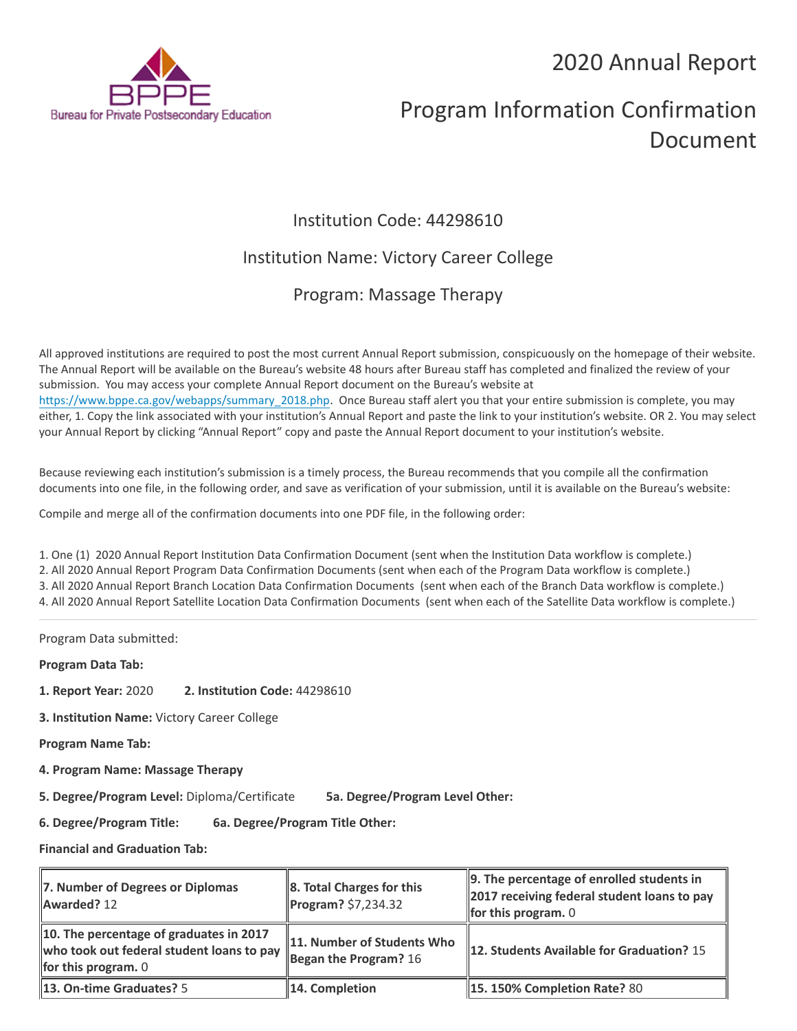# 2020 Annual Report

# Program Information Confirmation Document

## Institution Code: 44298610

## Institution Name: Victory Career College

## Program: Massage Therapy

All approved institutions are required to post the most current Annual Report submission, conspicuously on the homepage of their website. The Annual Report will be available on the Bureau's website 48 hours after Bureau staff has completed and finalized the review of your submission. You may access your complete Annual Report document on the Bureau's website at https://www.bppe.ca.gov/webapps/summary_2018.php. Once Bureau staff alert you that your entire submission is complete, you may either, 1. Copy the link associated with your institution's Annual Report and paste the link to your institution's website. OR 2. You may select your Annual Report by clicking "Annual Report" copy and paste the Annual Report document to your institution's website.

Because reviewing each institution's submission is a timely process, the Bureau recommends that you compile all the confirmation documents into one file, in the following order, and save as verification of your submission, until it is available on the Bureau's website:

Compile and merge all of the confirmation documents into one PDF file, in the following order:

1. One (1) 2020 Annual Report Institution Data Confirmation Document (sent when the Institution Data workflow is complete.)
2. All 2020 Annual Report Program Data Confirmation Documents (sent when each of the Program Data workflow is complete.)
3. All 2020 Annual Report Branch Location Data Confirmation Documents (sent when each of the Branch Data workflow is complete.)
4. All 2020 Annual Report Satellite Location Data Confirmation Documents (sent when each of the Satellite Data workflow is complete.)

---

Program Data submitted:

**Program Data Tab:**

**1. Report Year:** 2020 **2. Institution Code:** 44298610

**3. Institution Name:** Victory Career College

**Program Name Tab:**

**4. Program Name: Massage Therapy**

**5. Degree/Program Level:** Diploma/Certificate **5a. Degree/Program Level Other:**

**6. Degree/Program Title:** **6a. Degree/Program Title Other:**

**Financial and Graduation Tab:**

| | | |
|---|---|---|
| **7. Number of Degrees or Diplomas Awarded?** 12 | **8. Total Charges for this Program?** $7,234.32 | **9. The percentage of enrolled students in 2017 receiving federal student loans to pay for this program.** 0 |
| **10. The percentage of graduates in 2017 who took out federal student loans to pay for this program.** 0 | **11. Number of Students Who Began the Program?** 16 | **12. Students Available for Graduation?** 15 |
| **13. On-time Graduates?** 5 | **14. Completion** | **15. 150% Completion Rate?** 80 |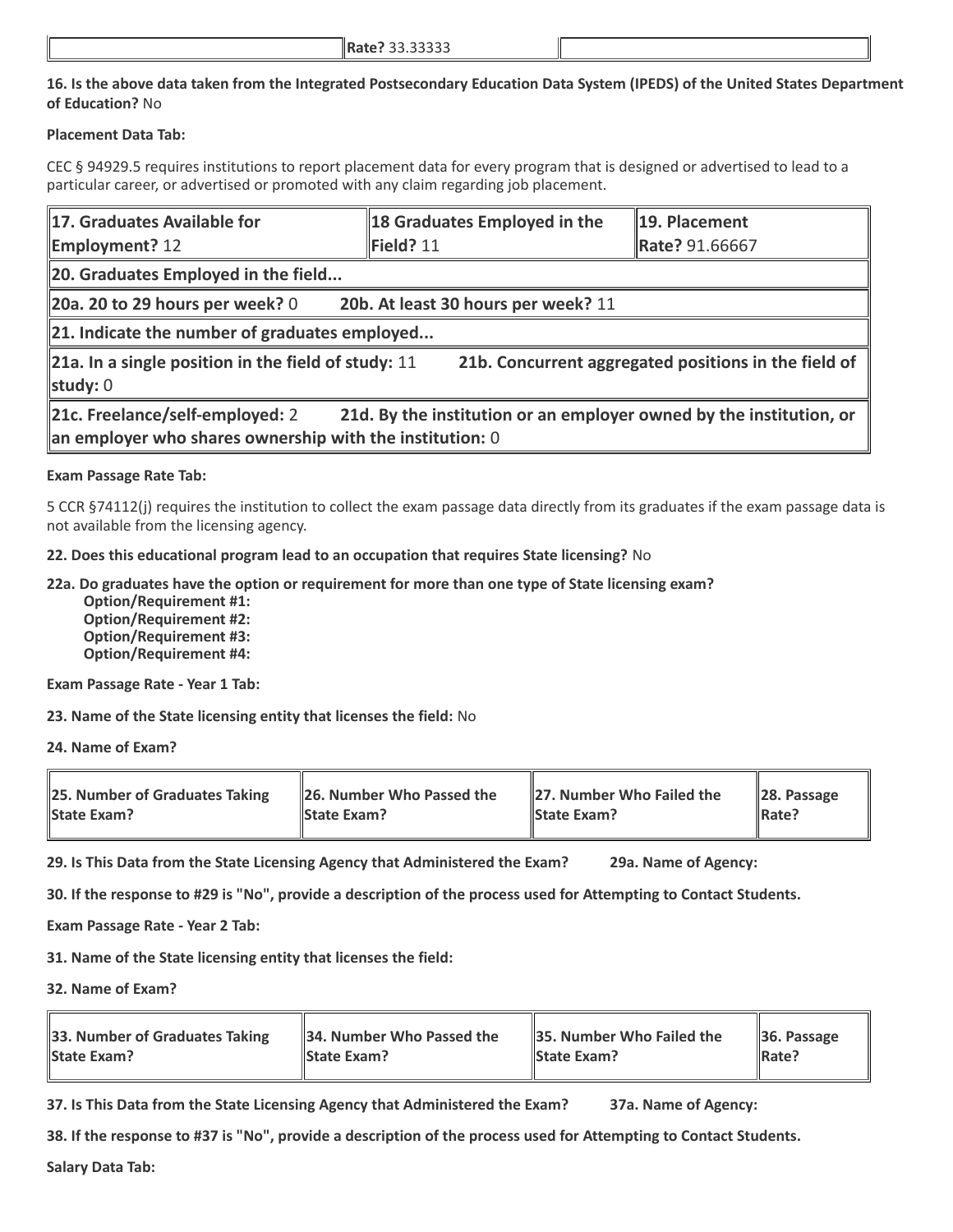| | **Rate?** 33.33333 | |
|---|---|---|

**16. Is the above data taken from the Integrated Postsecondary Education Data System (IPEDS) of the United States Department of Education?** No

**Placement Data Tab:**

CEC § 94929.5 requires institutions to report placement data for every program that is designed or advertised to lead to a particular career, or advertised or promoted with any claim regarding job placement.

| **17. Graduates Available for Employment?** 12 | **18 Graduates Employed in the Field?** 11 | **19. Placement Rate?** 91.66667 |
|---|---|---|
| **20. Graduates Employed in the field...** | | |
| **20a. 20 to 29 hours per week?** 0 | **20b. At least 30 hours per week?** 11 | |
| **21. Indicate the number of graduates employed...** | | |
| **21a. In a single position in the field of study:** 11 | **21b. Concurrent aggregated positions in the field of study:** 0 | |
| **21c. Freelance/self-employed:** 2 | **21d. By the institution or an employer owned by the institution, or an employer who shares ownership with the institution:** 0 | |

**Exam Passage Rate Tab:**

5 CCR §74112(j) requires the institution to collect the exam passage data directly from its graduates if the exam passage data is not available from the licensing agency.

**22. Does this educational program lead to an occupation that requires State licensing?** No

**22a. Do graduates have the option or requirement for more than one type of State licensing exam?**

- **Option/Requirement #1:**
- **Option/Requirement #2:**
- **Option/Requirement #3:**
- **Option/Requirement #4:**

**Exam Passage Rate - Year 1 Tab:**

**23. Name of the State licensing entity that licenses the field:** No

**24. Name of Exam?**

| **25. Number of Graduates Taking State Exam?** | **26. Number Who Passed the State Exam?** | **27. Number Who Failed the State Exam?** | **28. Passage Rate?** |
|---|---|---|---|

**29. Is This Data from the State Licensing Agency that Administered the Exam?** **29a. Name of Agency:**

**30. If the response to #29 is "No", provide a description of the process used for Attempting to Contact Students.**

**Exam Passage Rate - Year 2 Tab:**

**31. Name of the State licensing entity that licenses the field:**

**32. Name of Exam?**

| **33. Number of Graduates Taking State Exam?** | **34. Number Who Passed the State Exam?** | **35. Number Who Failed the State Exam?** | **36. Passage Rate?** |
|---|---|---|---|

**37. Is This Data from the State Licensing Agency that Administered the Exam?** **37a. Name of Agency:**

**38. If the response to #37 is "No", provide a description of the process used for Attempting to Contact Students.**

**Salary Data Tab:**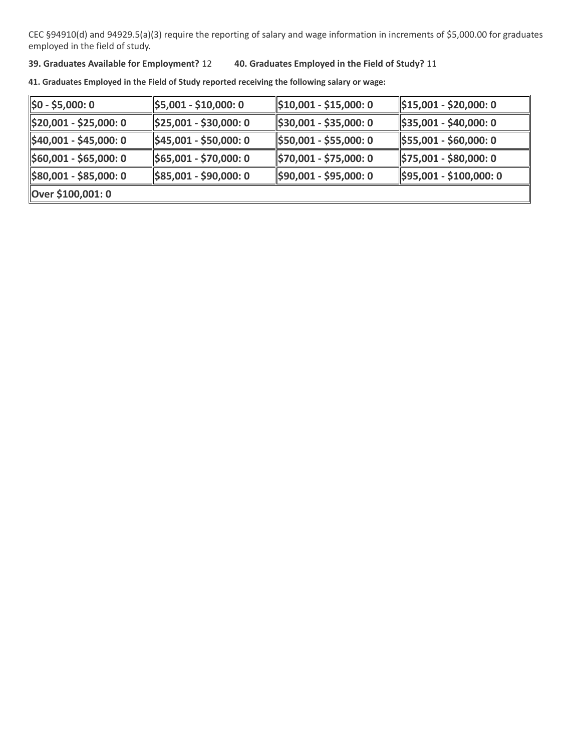CEC §94910(d) and 94929.5(a)(3) require the reporting of salary and wage information in increments of $5,000.00 for graduates employed in the field of study.

**39. Graduates Available for Employment?** 12 **40. Graduates Employed in the Field of Study?** 11

**41. Graduates Employed in the Field of Study reported receiving the following salary or wage:**

| | | | |
|---|---|---|---|
| **$0 - $5,000: 0** | **$5,001 - $10,000: 0** | **$10,001 - $15,000: 0** | **$15,001 - $20,000: 0** |
| **$20,001 - $25,000: 0** | **$25,001 - $30,000: 0** | **$30,001 - $35,000: 0** | **$35,001 - $40,000: 0** |
| **$40,001 - $45,000: 0** | **$45,001 - $50,000: 0** | **$50,001 - $55,000: 0** | **$55,001 - $60,000: 0** |
| **$60,001 - $65,000: 0** | **$65,001 - $70,000: 0** | **$70,001 - $75,000: 0** | **$75,001 - $80,000: 0** |
| **$80,001 - $85,000: 0** | **$85,001 - $90,000: 0** | **$90,001 - $95,000: 0** | **$95,001 - $100,000: 0** |
| **Over $100,001: 0** | | | |